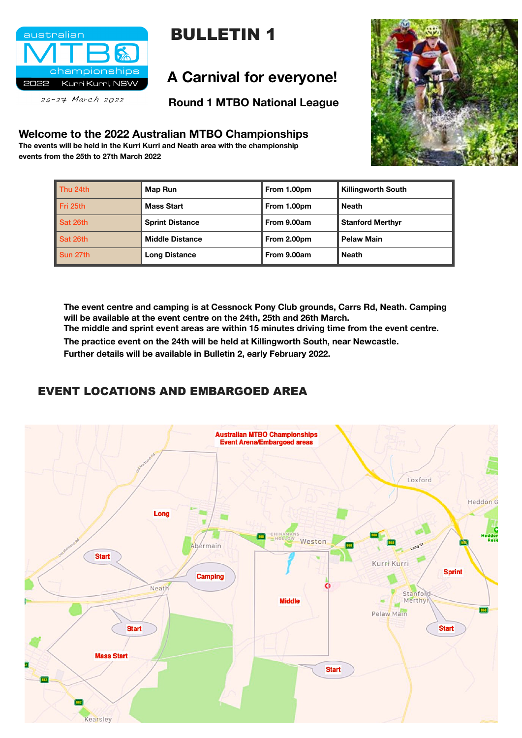australian MTBO championships 2022 Kurri Kurri, NSW

25-27 March 2022

# BULLETIN 1

## A Carnival for everyone!

### Round 1 MTBO National League

## Welcome to the 2022 Australian MTBO Championships

**The events will be held in the Kurri Kurri and Neath area with the championship events from the 25th to 27th March 2022**

| | | | |
|---|---|---|---|
| Thu 24th | Map Run | From 1.00pm | Killingworth South |
| Fri 25th | Mass Start | From 1.00pm | Neath |
| Sat 26th | Sprint Distance | From 9.00am | Stanford Merthyr |
| Sat 26th | Middle Distance | From 2.00pm | Pelaw Main |
| Sun 27th | Long Distance | From 9.00am | Neath |

**The event centre and camping is at Cessnock Pony Club grounds, Carrs Rd, Neath. Camping will be available at the event centre on the 24th, 25th and 26th March.**
**The middle and sprint event areas are within 15 minutes driving time from the event centre.**
**The practice event on the 24th will be held at Killingworth South, near Newcastle.**
**Further details will be available in Bulletin 2, early February 2022.**

## EVENT LOCATIONS AND EMBARGOED AREA

Australian MTBO Championships Event Arena/Embargoed areas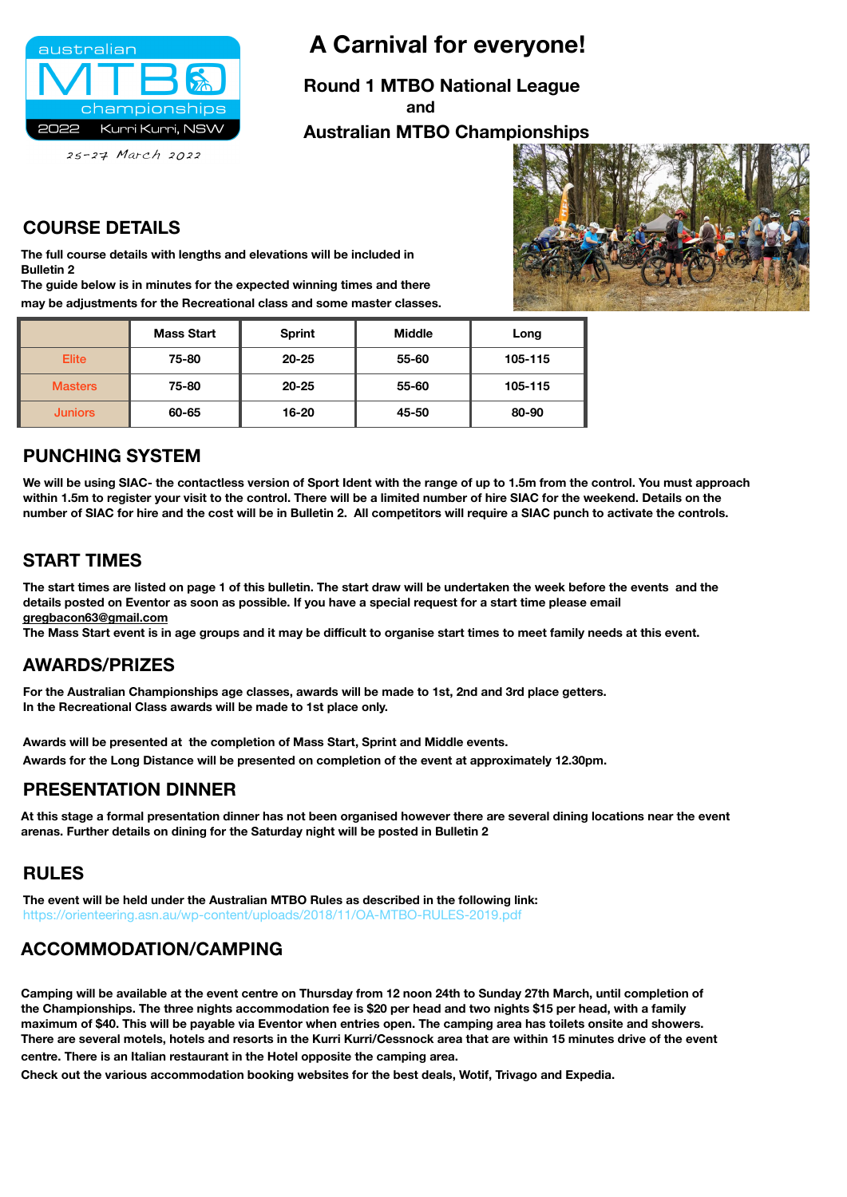australian MTBO championships 2022 Kurri Kurri, NSW

25-27 March 2022

# A Carnival for everyone!

## Round 1 MTBO National League and Australian MTBO Championships

## COURSE DETAILS

**The full course details with lengths and elevations will be included in Bulletin 2**
**The guide below is in minutes for the expected winning times and there may be adjustments for the Recreational class and some master classes.**

| | Mass Start | Sprint | Middle | Long |
|---|---|---|---|---|
| Elite | 75-80 | 20-25 | 55-60 | 105-115 |
| Masters | 75-80 | 20-25 | 55-60 | 105-115 |
| Juniors | 60-65 | 16-20 | 45-50 | 80-90 |

## PUNCHING SYSTEM

**We will be using SIAC- the contactless version of Sport Ident with the range of up to 1.5m from the control. You must approach within 1.5m to register your visit to the control. There will be a limited number of hire SIAC for the weekend. Details on the number of SIAC for hire and the cost will be in Bulletin 2. All competitors will require a SIAC punch to activate the controls.**

## START TIMES

**The start times are listed on page 1 of this bulletin. The start draw will be undertaken the week before the events and the details posted on Eventor as soon as possible. If you have a special request for a start time please email gregbacon63@gmail.com**
**The Mass Start event is in age groups and it may be difficult to organise start times to meet family needs at this event.**

## AWARDS/PRIZES

**For the Australian Championships age classes, awards will be made to 1st, 2nd and 3rd place getters.**
**In the Recreational Class awards will be made to 1st place only.**

**Awards will be presented at the completion of Mass Start, Sprint and Middle events.**
**Awards for the Long Distance will be presented on completion of the event at approximately 12.30pm.**

## PRESENTATION DINNER

**At this stage a formal presentation dinner has not been organised however there are several dining locations near the event arenas. Further details on dining for the Saturday night will be posted in Bulletin 2**

## RULES

**The event will be held under the Australian MTBO Rules as described in the following link:**
https://orienteering.asn.au/wp-content/uploads/2018/11/OA-MTBO-RULES-2019.pdf

## ACCOMMODATION/CAMPING

**Camping will be available at the event centre on Thursday from 12 noon 24th to Sunday 27th March, until completion of the Championships. The three nights accommodation fee is $20 per head and two nights $15 per head, with a family maximum of $40. This will be payable via Eventor when entries open. The camping area has toilets onsite and showers. There are several motels, hotels and resorts in the Kurri Kurri/Cessnock area that are within 15 minutes drive of the event centre. There is an Italian restaurant in the Hotel opposite the camping area.**
**Check out the various accommodation booking websites for the best deals, Wotif, Trivago and Expedia.**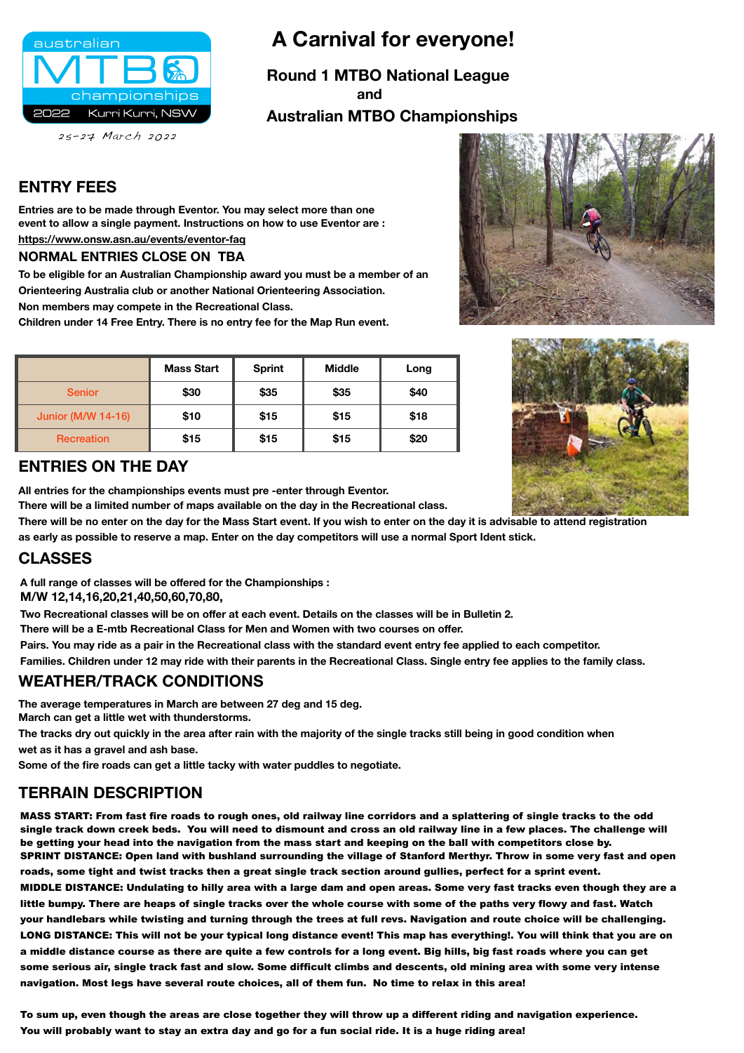australian MTBO championships 2022 Kurri Kurri, NSW

25-27 March 2022

# A Carnival for everyone!

### Round 1 MTBO National League
### and
### Australian MTBO Championships

## ENTRY FEES

**Entries are to be made through Eventor. You may select more than one event to allow a single payment. Instructions on how to use Eventor are : https://www.onsw.asn.au/events/eventor-faq**

### NORMAL ENTRIES CLOSE ON TBA

**To be eligible for an Australian Championship award you must be a member of an Orienteering Australia club or another National Orienteering Association.**
**Non members may compete in the Recreational Class.**
**Children under 14 Free Entry. There is no entry fee for the Map Run event.**

| | Mass Start | Sprint | Middle | Long |
|---|---|---|---|---|
| Senior | $30 | $35 | $35 | $40 |
| Junior (M/W 14-16) | $10 | $15 | $15 | $18 |
| Recreation | $15 | $15 | $15 | $20 |

## ENTRIES ON THE DAY

**All entries for the championships events must pre -enter through Eventor.**
**There will be a limited number of maps available on the day in the Recreational class.**
**There will be no enter on the day for the Mass Start event. If you wish to enter on the day it is advisable to attend registration as early as possible to reserve a map. Enter on the day competitors will use a normal Sport Ident stick.**

## CLASSES

**A full range of classes will be offered for the Championships :**
**M/W 12,14,16,20,21,40,50,60,70,80,**
**Two Recreational classes will be on offer at each event. Details on the classes will be in Bulletin 2.**
**There will be a E-mtb Recreational Class for Men and Women with two courses on offer.**
**Pairs. You may ride as a pair in the Recreational class with the standard event entry fee applied to each competitor.**
**Families. Children under 12 may ride with their parents in the Recreational Class. Single entry fee applies to the family class.**

## WEATHER/TRACK CONDITIONS

**The average temperatures in March are between 27 deg and 15 deg.**
**March can get a little wet with thunderstorms.**
**The tracks dry out quickly in the area after rain with the majority of the single tracks still being in good condition when wet as it has a gravel and ash base.**
**Some of the fire roads can get a little tacky with water puddles to negotiate.**

## TERRAIN DESCRIPTION

**MASS START: From fast fire roads to rough ones, old railway line corridors and a splattering of single tracks to the odd single track down creek beds. You will need to dismount and cross an old railway line in a few places. The challenge will be getting your head into the navigation from the mass start and keeping on the ball with competitors close by.**
**SPRINT DISTANCE: Open land with bushland surrounding the village of Stanford Merthyr. Throw in some very fast and open roads, some tight and twist tracks then a great single track section around gullies, perfect for a sprint event.**
**MIDDLE DISTANCE: Undulating to hilly area with a large dam and open areas. Some very fast tracks even though they are a little bumpy. There are heaps of single tracks over the whole course with some of the paths very flowy and fast. Watch your handlebars while twisting and turning through the trees at full revs. Navigation and route choice will be challenging.**
**LONG DISTANCE: This will not be your typical long distance event! This map has everything!. You will think that you are on a middle distance course as there are quite a few controls for a long event. Big hills, big fast roads where you can get some serious air, single track fast and slow. Some difficult climbs and descents, old mining area with some very intense navigation. Most legs have several route choices, all of them fun. No time to relax in this area!**

**To sum up, even though the areas are close together they will throw up a different riding and navigation experience. You will probably want to stay an extra day and go for a fun social ride. It is a huge riding area!**